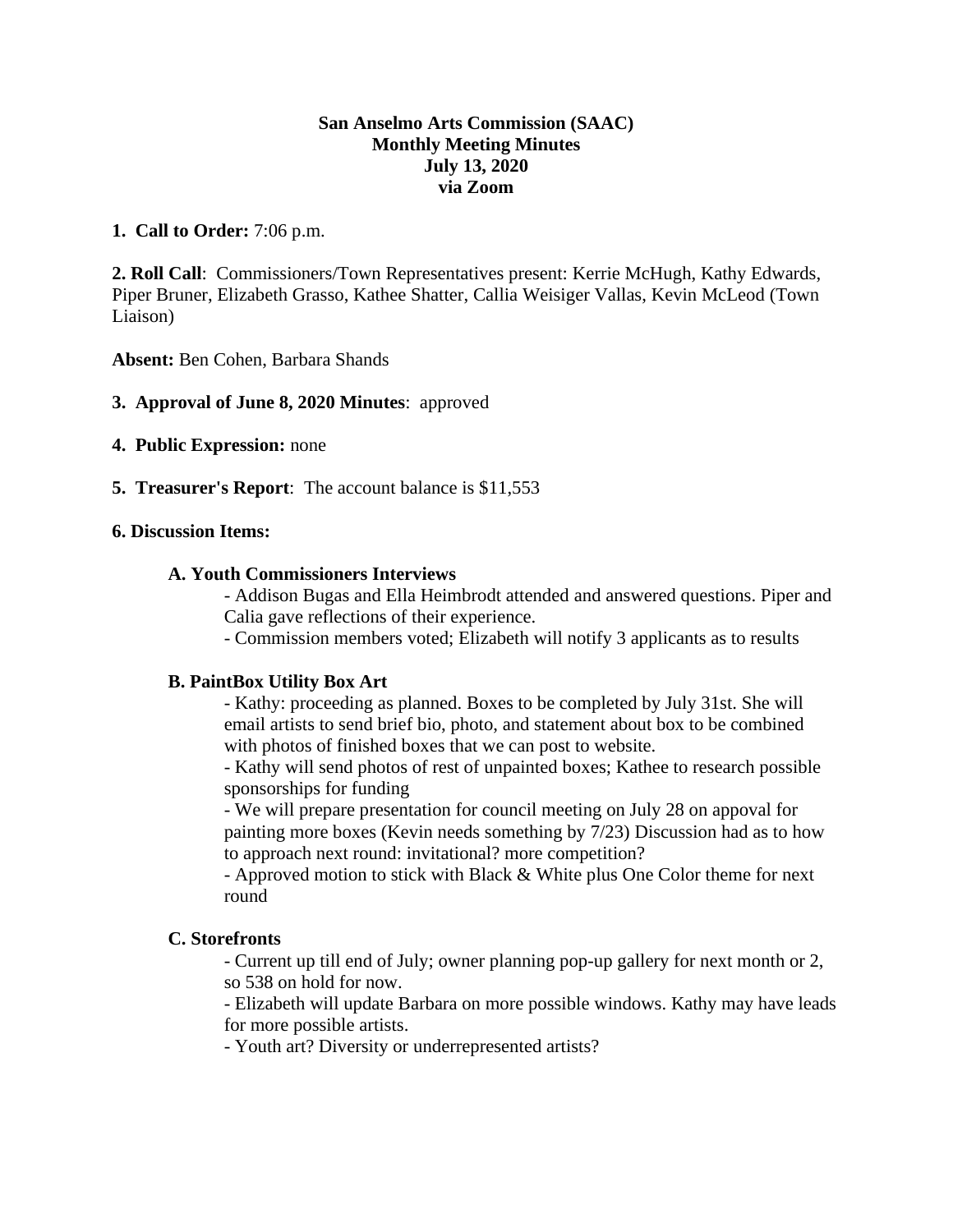**San Anselmo Arts Commission (SAAC)**
**Monthly Meeting Minutes**
**July 13, 2020**
**via Zoom**

**1. Call to Order:** 7:06 p.m.

**2. Roll Call**: Commissioners/Town Representatives present: Kerrie McHugh, Kathy Edwards, Piper Bruner, Elizabeth Grasso, Kathee Shatter, Callia Weisiger Vallas, Kevin McLeod (Town Liaison)

**Absent:** Ben Cohen, Barbara Shands

**3. Approval of June 8, 2020 Minutes**: approved

**4. Public Expression:** none

**5. Treasurer's Report**: The account balance is $11,553

**6. Discussion Items:**

**A. Youth Commissioners Interviews**

- Addison Bugas and Ella Heimbrodt attended and answered questions. Piper and Calia gave reflections of their experience.
- Commission members voted; Elizabeth will notify 3 applicants as to results

**B. PaintBox Utility Box Art**

- Kathy: proceeding as planned. Boxes to be completed by July 31st. She will email artists to send brief bio, photo, and statement about box to be combined with photos of finished boxes that we can post to website.
- Kathy will send photos of rest of unpainted boxes; Kathee to research possible sponsorships for funding
- We will prepare presentation for council meeting on July 28 on appoval for painting more boxes (Kevin needs something by 7/23) Discussion had as to how to approach next round: invitational? more competition?
- Approved motion to stick with Black & White plus One Color theme for next round

**C. Storefronts**

- Current up till end of July; owner planning pop-up gallery for next month or 2, so 538 on hold for now.
- Elizabeth will update Barbara on more possible windows. Kathy may have leads for more possible artists.
- Youth art? Diversity or underrepresented artists?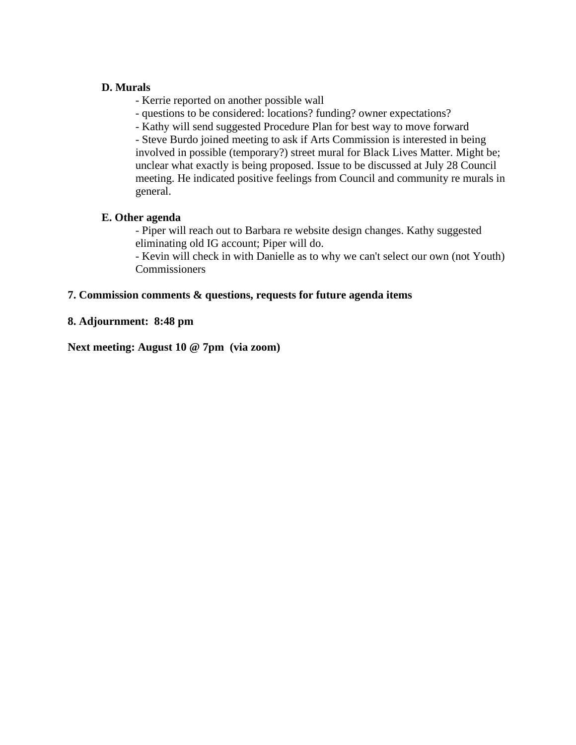**D. Murals**

- Kerrie reported on another possible wall
- questions to be considered: locations? funding? owner expectations?
- Kathy will send suggested Procedure Plan for best way to move forward
- Steve Burdo joined meeting to ask if Arts Commission is interested in being involved in possible (temporary?) street mural for Black Lives Matter. Might be; unclear what exactly is being proposed. Issue to be discussed at July 28 Council meeting. He indicated positive feelings from Council and community re murals in general.

**E. Other agenda**

- Piper will reach out to Barbara re website design changes. Kathy suggested eliminating old IG account; Piper will do.
- Kevin will check in with Danielle as to why we can't select our own (not Youth) Commissioners

**7. Commission comments & questions, requests for future agenda items**

**8. Adjournment: 8:48 pm**

**Next meeting: August 10 @ 7pm (via zoom)**